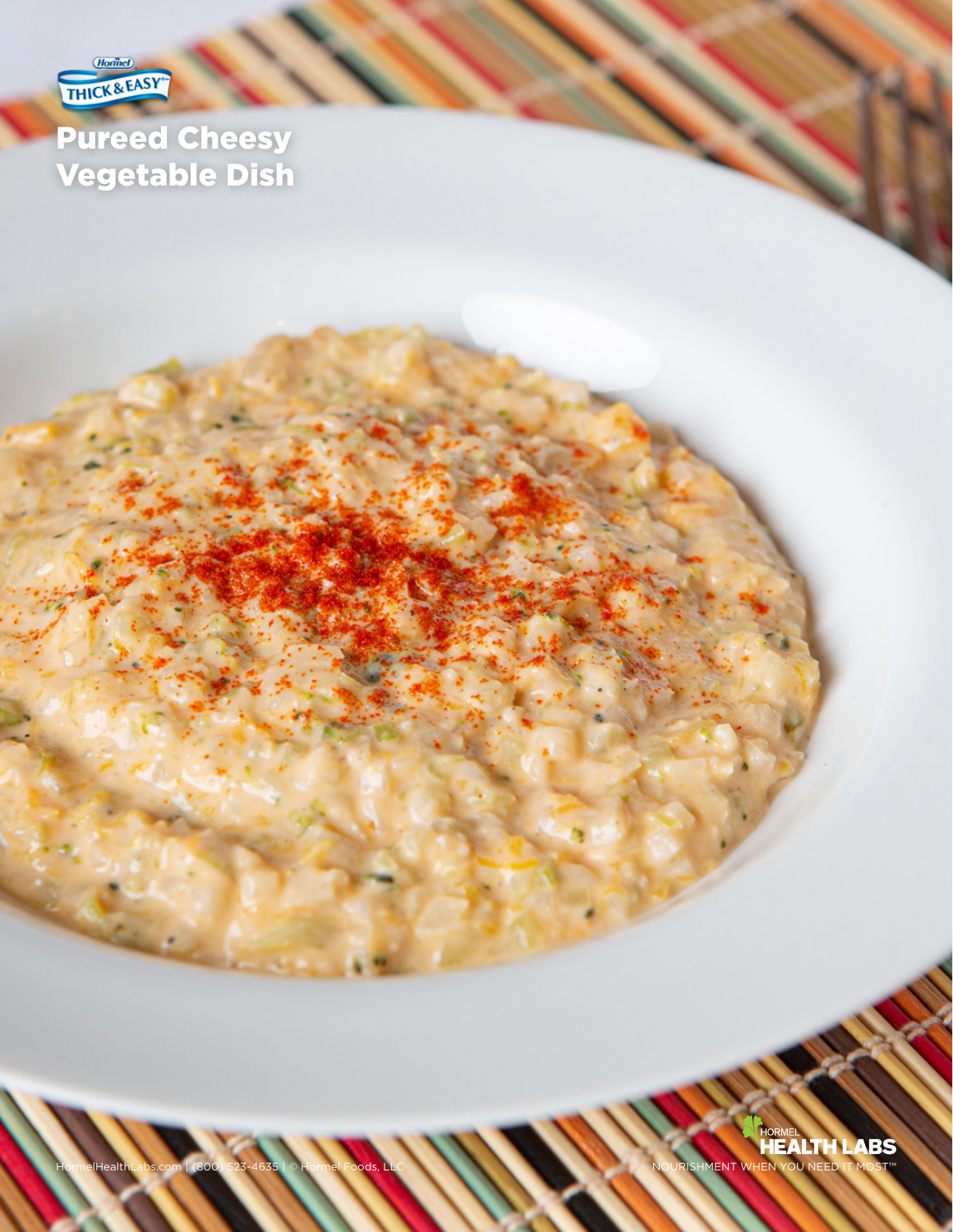Hormel THICK & EASY

# Pureed Cheesy Vegetable Dish

HormelHealthLabs.com | (800) 523-4635 | © Hormel Foods, LLC

HORMEL HEALTH LABS

NOURISHMENT WHEN YOU NEED IT MOST™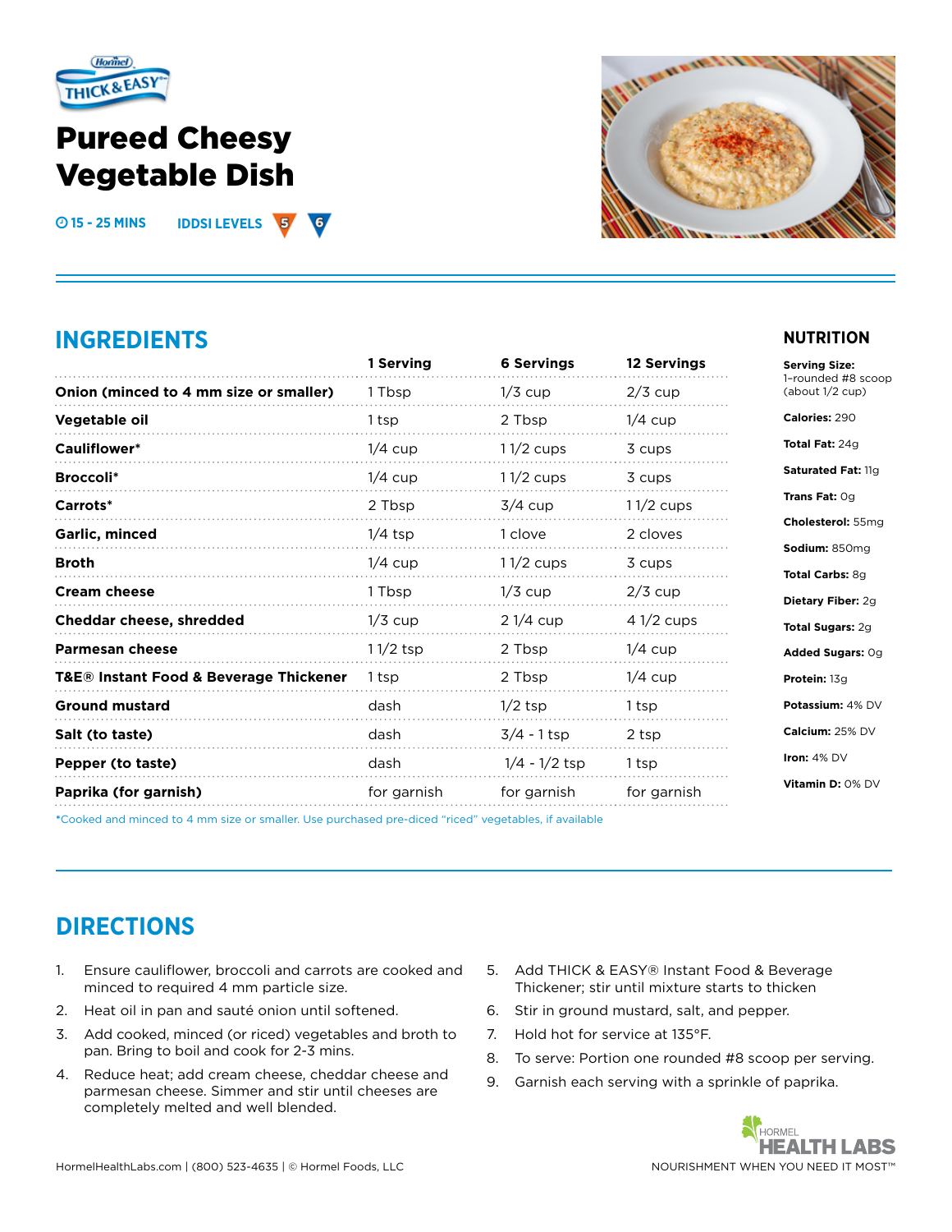THICK & EASY

# Pureed Cheesy Vegetable Dish

15 - 25 MINS | IDDSI LEVELS 5 6

## INGREDIENTS

| | 1 Serving | 6 Servings | 12 Servings |
|---|---|---|---|
| **Onion (minced to 4 mm size or smaller)** | 1 Tbsp | 1/3 cup | 2/3 cup |
| **Vegetable oil** | 1 tsp | 2 Tbsp | 1/4 cup |
| **Cauliflower*** | 1/4 cup | 1 1/2 cups | 3 cups |
| **Broccoli*** | 1/4 cup | 1 1/2 cups | 3 cups |
| **Carrots*** | 2 Tbsp | 3/4 cup | 1 1/2 cups |
| **Garlic, minced** | 1/4 tsp | 1 clove | 2 cloves |
| **Broth** | 1/4 cup | 1 1/2 cups | 3 cups |
| **Cream cheese** | 1 Tbsp | 1/3 cup | 2/3 cup |
| **Cheddar cheese, shredded** | 1/3 cup | 2 1/4 cup | 4 1/2 cups |
| **Parmesan cheese** | 1 1/2 tsp | 2 Tbsp | 1/4 cup |
| **T&E® Instant Food & Beverage Thickener** | 1 tsp | 2 Tbsp | 1/4 cup |
| **Ground mustard** | dash | 1/2 tsp | 1 tsp |
| **Salt (to taste)** | dash | 3/4 - 1 tsp | 2 tsp |
| **Pepper (to taste)** | dash | 1/4 - 1/2 tsp | 1 tsp |
| **Paprika (for garnish)** | for garnish | for garnish | for garnish |

*Cooked and minced to 4 mm size or smaller. Use purchased pre-diced "riced" vegetables, if available

## NUTRITION

**Serving Size:** 1–rounded #8 scoop (about 1/2 cup)

**Calories:** 290

**Total Fat:** 24g

**Saturated Fat:** 11g

**Trans Fat:** 0g

**Cholesterol:** 55mg

**Sodium:** 850mg

**Total Carbs:** 8g

**Dietary Fiber:** 2g

**Total Sugars:** 2g

**Added Sugars:** 0g

**Protein:** 13g

**Potassium:** 4% DV

**Calcium:** 25% DV

**Iron:** 4% DV

**Vitamin D:** 0% DV

## DIRECTIONS

1. Ensure cauliflower, broccoli and carrots are cooked and minced to required 4 mm particle size.
2. Heat oil in pan and sauté onion until softened.
3. Add cooked, minced (or riced) vegetables and broth to pan. Bring to boil and cook for 2-3 mins.
4. Reduce heat; add cream cheese, cheddar cheese and parmesan cheese. Simmer and stir until cheeses are completely melted and well blended.
5. Add THICK & EASY® Instant Food & Beverage Thickener; stir until mixture starts to thicken
6. Stir in ground mustard, salt, and pepper.
7. Hold hot for service at 135°F.
8. To serve: Portion one rounded #8 scoop per serving.
9. Garnish each serving with a sprinkle of paprika.

HormelHealthLabs.com | (800) 523-4635 | © Hormel Foods, LLC

HORMEL HEALTH LABS — NOURISHMENT WHEN YOU NEED IT MOST™